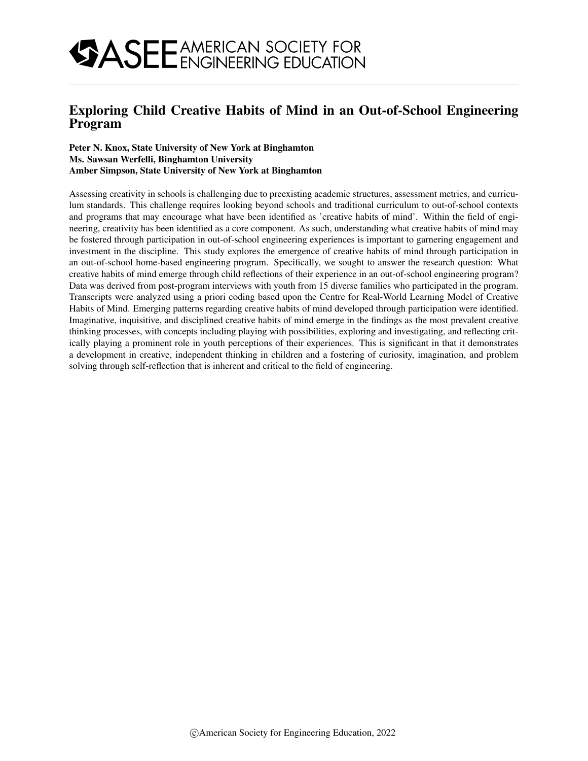# Exploring Child Creative Habits of Mind in an Out-of-School Engineering Program

**Peter N. Knox, State University of New York at Binghamton**
**Ms. Sawsan Werfelli, Binghamton University**
**Amber Simpson, State University of New York at Binghamton**

Assessing creativity in schools is challenging due to preexisting academic structures, assessment metrics, and curriculum standards. This challenge requires looking beyond schools and traditional curriculum to out-of-school contexts and programs that may encourage what have been identified as 'creative habits of mind'. Within the field of engineering, creativity has been identified as a core component. As such, understanding what creative habits of mind may be fostered through participation in out-of-school engineering experiences is important to garnering engagement and investment in the discipline. This study explores the emergence of creative habits of mind through participation in an out-of-school home-based engineering program. Specifically, we sought to answer the research question: What creative habits of mind emerge through child reflections of their experience in an out-of-school engineering program? Data was derived from post-program interviews with youth from 15 diverse families who participated in the program. Transcripts were analyzed using a priori coding based upon the Centre for Real-World Learning Model of Creative Habits of Mind. Emerging patterns regarding creative habits of mind developed through participation were identified. Imaginative, inquisitive, and disciplined creative habits of mind emerge in the findings as the most prevalent creative thinking processes, with concepts including playing with possibilities, exploring and investigating, and reflecting critically playing a prominent role in youth perceptions of their experiences. This is significant in that it demonstrates a development in creative, independent thinking in children and a fostering of curiosity, imagination, and problem solving through self-reflection that is inherent and critical to the field of engineering.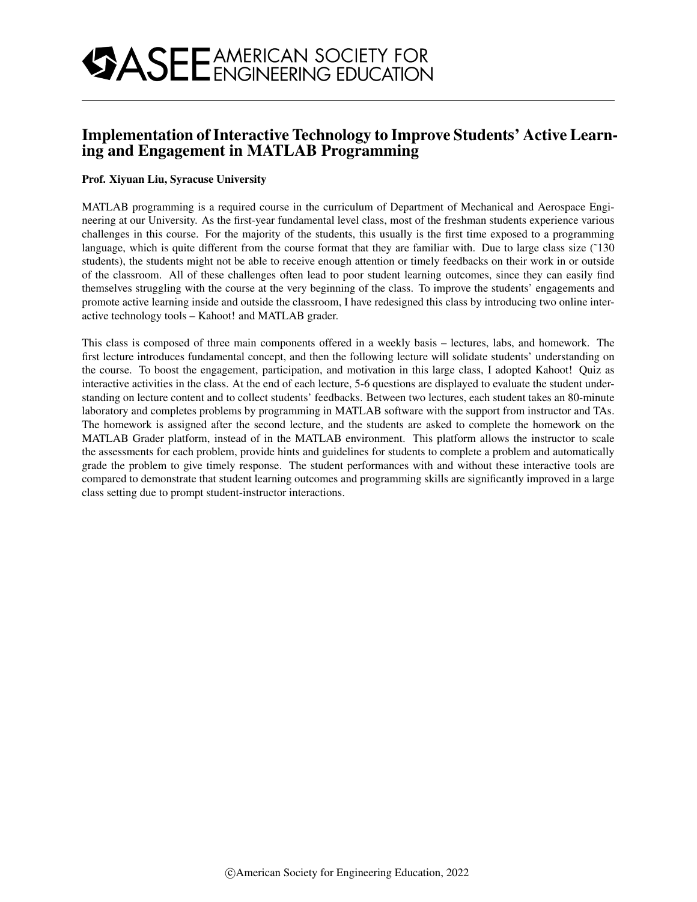# Implementation of Interactive Technology to Improve Students' Active Learning and Engagement in MATLAB Programming

**Prof. Xiyuan Liu, Syracuse University**

MATLAB programming is a required course in the curriculum of Department of Mechanical and Aerospace Engineering at our University. As the first-year fundamental level class, most of the freshman students experience various challenges in this course. For the majority of the students, this usually is the first time exposed to a programming language, which is quite different from the course format that they are familiar with. Due to large class size (˜130 students), the students might not be able to receive enough attention or timely feedbacks on their work in or outside of the classroom. All of these challenges often lead to poor student learning outcomes, since they can easily find themselves struggling with the course at the very beginning of the class. To improve the students' engagements and promote active learning inside and outside the classroom, I have redesigned this class by introducing two online interactive technology tools – Kahoot! and MATLAB grader.

This class is composed of three main components offered in a weekly basis – lectures, labs, and homework. The first lecture introduces fundamental concept, and then the following lecture will solidate students' understanding on the course. To boost the engagement, participation, and motivation in this large class, I adopted Kahoot! Quiz as interactive activities in the class. At the end of each lecture, 5-6 questions are displayed to evaluate the student understanding on lecture content and to collect students' feedbacks. Between two lectures, each student takes an 80-minute laboratory and completes problems by programming in MATLAB software with the support from instructor and TAs. The homework is assigned after the second lecture, and the students are asked to complete the homework on the MATLAB Grader platform, instead of in the MATLAB environment. This platform allows the instructor to scale the assessments for each problem, provide hints and guidelines for students to complete a problem and automatically grade the problem to give timely response. The student performances with and without these interactive tools are compared to demonstrate that student learning outcomes and programming skills are significantly improved in a large class setting due to prompt student-instructor interactions.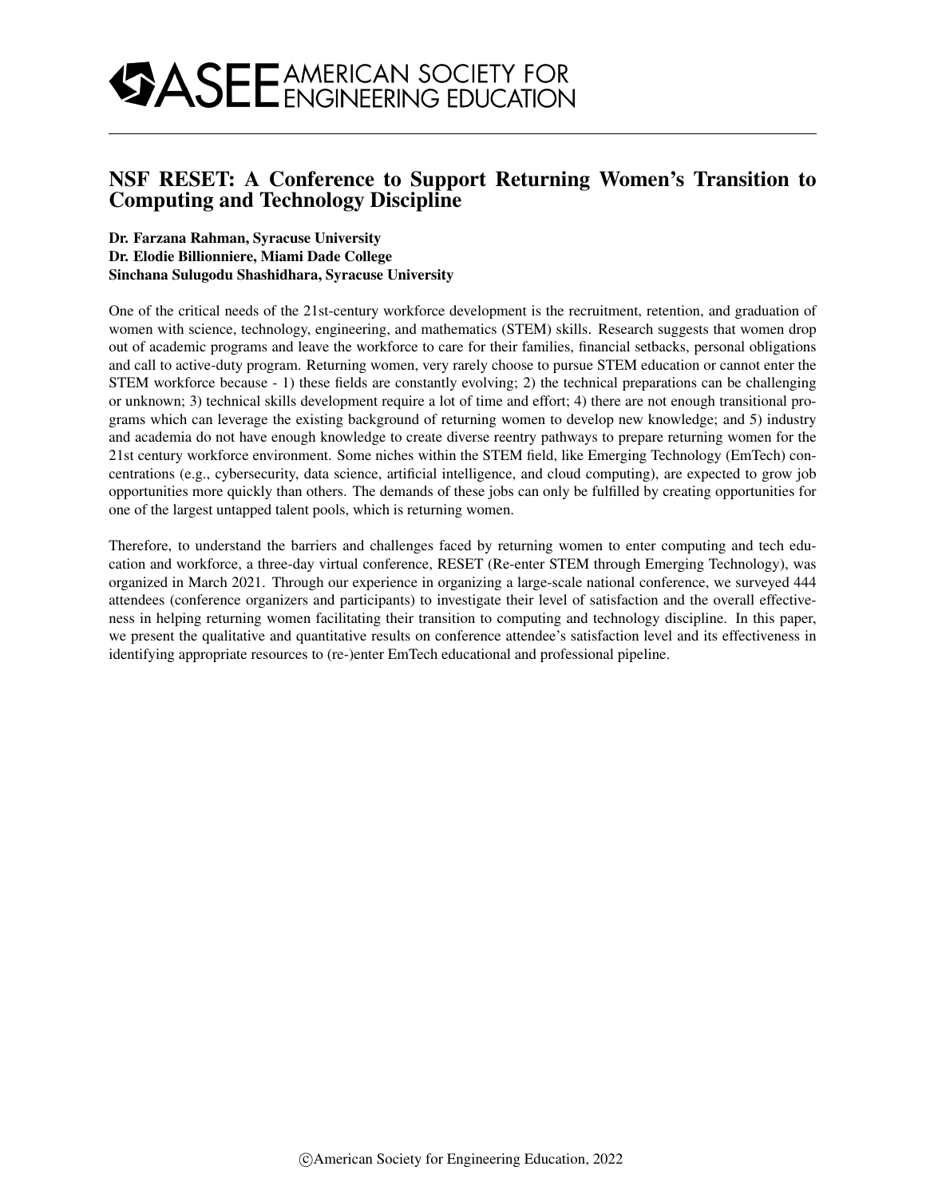# NSF RESET: A Conference to Support Returning Women's Transition to Computing and Technology Discipline

**Dr. Farzana Rahman, Syracuse University**
**Dr. Elodie Billionniere, Miami Dade College**
**Sinchana Sulugodu Shashidhara, Syracuse University**

One of the critical needs of the 21st-century workforce development is the recruitment, retention, and graduation of women with science, technology, engineering, and mathematics (STEM) skills. Research suggests that women drop out of academic programs and leave the workforce to care for their families, financial setbacks, personal obligations and call to active-duty program. Returning women, very rarely choose to pursue STEM education or cannot enter the STEM workforce because - 1) these fields are constantly evolving; 2) the technical preparations can be challenging or unknown; 3) technical skills development require a lot of time and effort; 4) there are not enough transitional programs which can leverage the existing background of returning women to develop new knowledge; and 5) industry and academia do not have enough knowledge to create diverse reentry pathways to prepare returning women for the 21st century workforce environment. Some niches within the STEM field, like Emerging Technology (EmTech) concentrations (e.g., cybersecurity, data science, artificial intelligence, and cloud computing), are expected to grow job opportunities more quickly than others. The demands of these jobs can only be fulfilled by creating opportunities for one of the largest untapped talent pools, which is returning women.

Therefore, to understand the barriers and challenges faced by returning women to enter computing and tech education and workforce, a three-day virtual conference, RESET (Re-enter STEM through Emerging Technology), was organized in March 2021. Through our experience in organizing a large-scale national conference, we surveyed 444 attendees (conference organizers and participants) to investigate their level of satisfaction and the overall effectiveness in helping returning women facilitating their transition to computing and technology discipline. In this paper, we present the qualitative and quantitative results on conference attendee's satisfaction level and its effectiveness in identifying appropriate resources to (re-)enter EmTech educational and professional pipeline.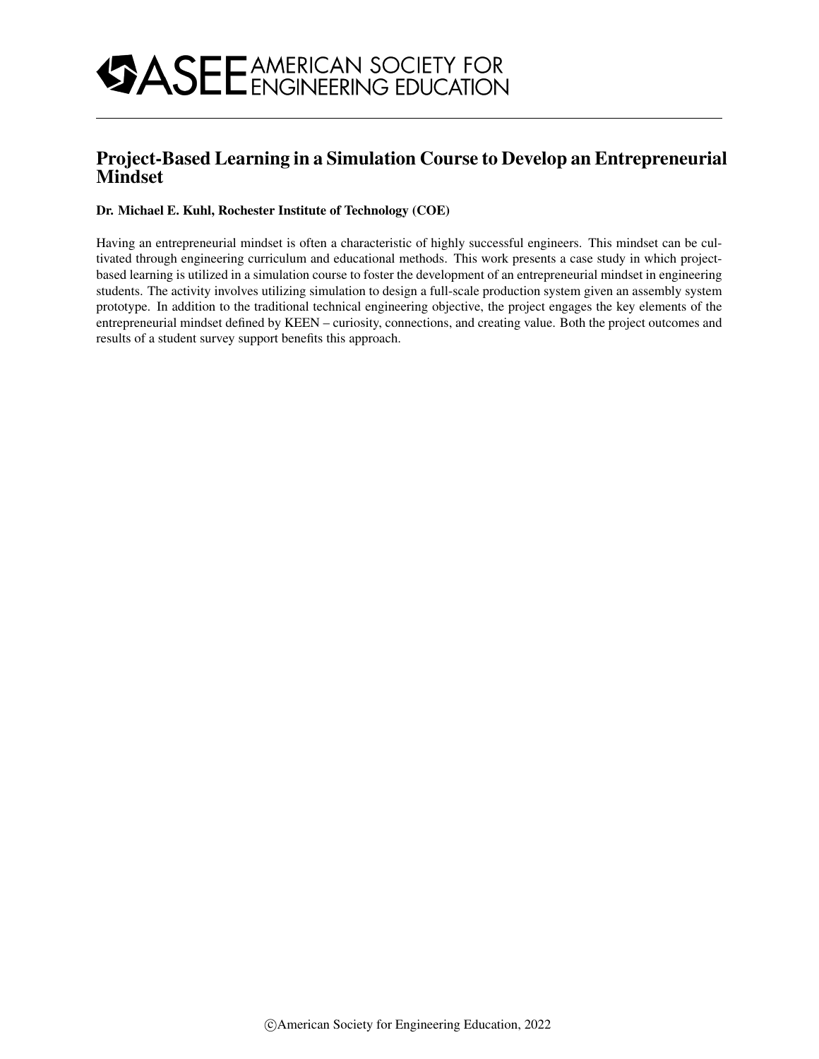# Project-Based Learning in a Simulation Course to Develop an Entrepreneurial Mindset

**Dr. Michael E. Kuhl, Rochester Institute of Technology (COE)**

Having an entrepreneurial mindset is often a characteristic of highly successful engineers. This mindset can be cultivated through engineering curriculum and educational methods. This work presents a case study in which project-based learning is utilized in a simulation course to foster the development of an entrepreneurial mindset in engineering students. The activity involves utilizing simulation to design a full-scale production system given an assembly system prototype. In addition to the traditional technical engineering objective, the project engages the key elements of the entrepreneurial mindset defined by KEEN – curiosity, connections, and creating value. Both the project outcomes and results of a student survey support benefits this approach.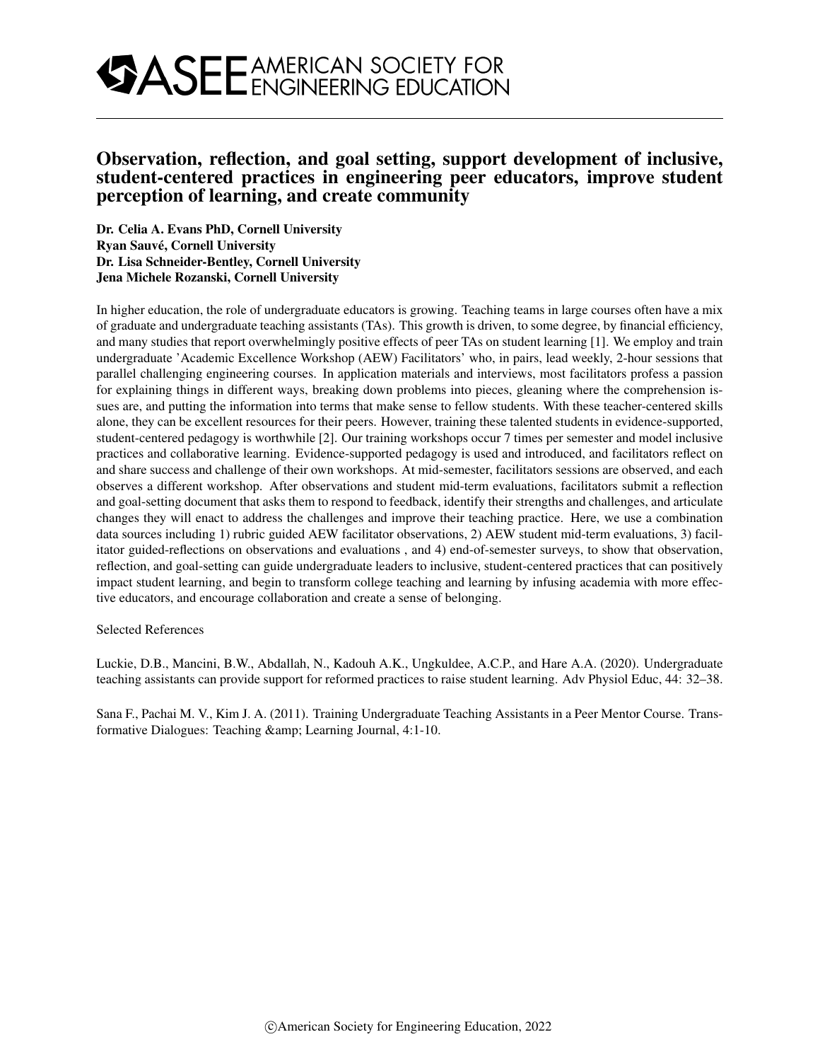# Observation, reflection, and goal setting, support development of inclusive, student-centered practices in engineering peer educators, improve student perception of learning, and create community

**Dr. Celia A. Evans PhD, Cornell University**
**Ryan Sauvé, Cornell University**
**Dr. Lisa Schneider-Bentley, Cornell University**
**Jena Michele Rozanski, Cornell University**

In higher education, the role of undergraduate educators is growing. Teaching teams in large courses often have a mix of graduate and undergraduate teaching assistants (TAs). This growth is driven, to some degree, by financial efficiency, and many studies that report overwhelmingly positive effects of peer TAs on student learning [1]. We employ and train undergraduate 'Academic Excellence Workshop (AEW) Facilitators' who, in pairs, lead weekly, 2-hour sessions that parallel challenging engineering courses. In application materials and interviews, most facilitators profess a passion for explaining things in different ways, breaking down problems into pieces, gleaning where the comprehension issues are, and putting the information into terms that make sense to fellow students. With these teacher-centered skills alone, they can be excellent resources for their peers. However, training these talented students in evidence-supported, student-centered pedagogy is worthwhile [2]. Our training workshops occur 7 times per semester and model inclusive practices and collaborative learning. Evidence-supported pedagogy is used and introduced, and facilitators reflect on and share success and challenge of their own workshops. At mid-semester, facilitators sessions are observed, and each observes a different workshop. After observations and student mid-term evaluations, facilitators submit a reflection and goal-setting document that asks them to respond to feedback, identify their strengths and challenges, and articulate changes they will enact to address the challenges and improve their teaching practice. Here, we use a combination data sources including 1) rubric guided AEW facilitator observations, 2) AEW student mid-term evaluations, 3) facilitator guided-reflections on observations and evaluations , and 4) end-of-semester surveys, to show that observation, reflection, and goal-setting can guide undergraduate leaders to inclusive, student-centered practices that can positively impact student learning, and begin to transform college teaching and learning by infusing academia with more effective educators, and encourage collaboration and create a sense of belonging.

Selected References

Luckie, D.B., Mancini, B.W., Abdallah, N., Kadouh A.K., Ungkuldee, A.C.P., and Hare A.A. (2020). Undergraduate teaching assistants can provide support for reformed practices to raise student learning. Adv Physiol Educ, 44: 32–38.

Sana F., Pachai M. V., Kim J. A. (2011). Training Undergraduate Teaching Assistants in a Peer Mentor Course. Transformative Dialogues: Teaching &amp; Learning Journal, 4:1-10.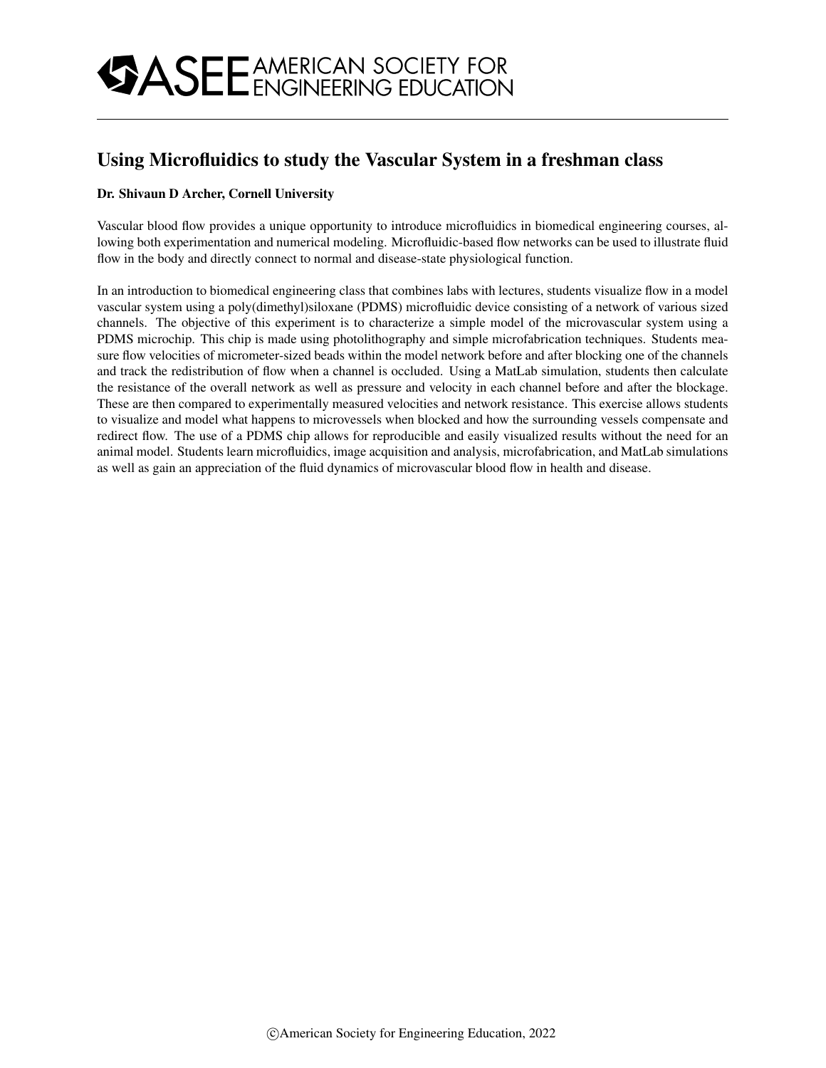# Using Microfluidics to study the Vascular System in a freshman class

**Dr. Shivaun D Archer, Cornell University**

Vascular blood flow provides a unique opportunity to introduce microfluidics in biomedical engineering courses, allowing both experimentation and numerical modeling. Microfluidic-based flow networks can be used to illustrate fluid flow in the body and directly connect to normal and disease-state physiological function.

In an introduction to biomedical engineering class that combines labs with lectures, students visualize flow in a model vascular system using a poly(dimethyl)siloxane (PDMS) microfluidic device consisting of a network of various sized channels. The objective of this experiment is to characterize a simple model of the microvascular system using a PDMS microchip. This chip is made using photolithography and simple microfabrication techniques. Students measure flow velocities of micrometer-sized beads within the model network before and after blocking one of the channels and track the redistribution of flow when a channel is occluded. Using a MatLab simulation, students then calculate the resistance of the overall network as well as pressure and velocity in each channel before and after the blockage. These are then compared to experimentally measured velocities and network resistance. This exercise allows students to visualize and model what happens to microvessels when blocked and how the surrounding vessels compensate and redirect flow. The use of a PDMS chip allows for reproducible and easily visualized results without the need for an animal model. Students learn microfluidics, image acquisition and analysis, microfabrication, and MatLab simulations as well as gain an appreciation of the fluid dynamics of microvascular blood flow in health and disease.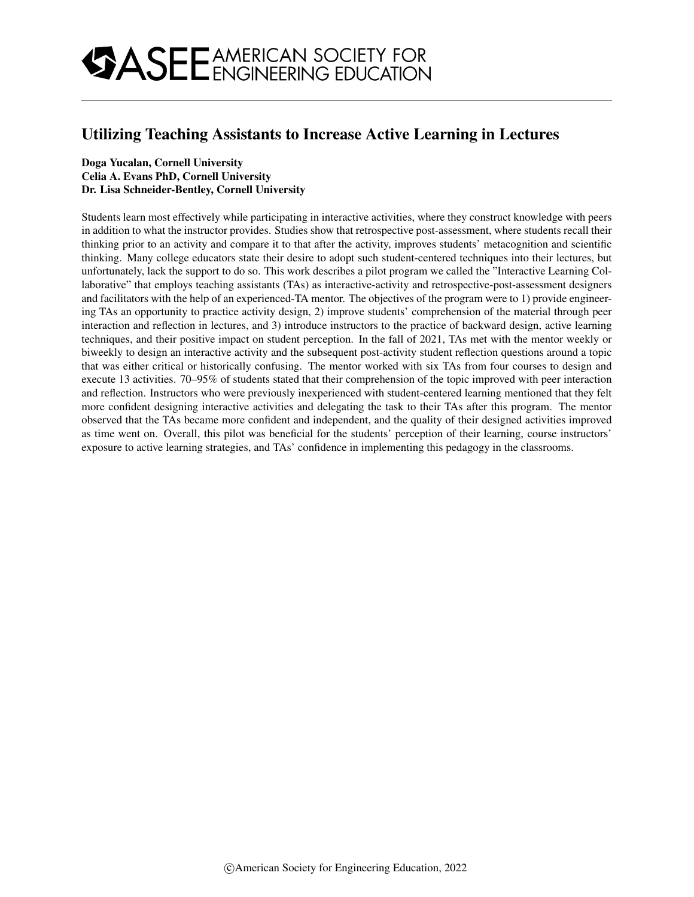# Utilizing Teaching Assistants to Increase Active Learning in Lectures

**Doga Yucalan, Cornell University**
**Celia A. Evans PhD, Cornell University**
**Dr. Lisa Schneider-Bentley, Cornell University**

Students learn most effectively while participating in interactive activities, where they construct knowledge with peers in addition to what the instructor provides. Studies show that retrospective post-assessment, where students recall their thinking prior to an activity and compare it to that after the activity, improves students' metacognition and scientific thinking. Many college educators state their desire to adopt such student-centered techniques into their lectures, but unfortunately, lack the support to do so. This work describes a pilot program we called the "Interactive Learning Collaborative" that employs teaching assistants (TAs) as interactive-activity and retrospective-post-assessment designers and facilitators with the help of an experienced-TA mentor. The objectives of the program were to 1) provide engineering TAs an opportunity to practice activity design, 2) improve students' comprehension of the material through peer interaction and reflection in lectures, and 3) introduce instructors to the practice of backward design, active learning techniques, and their positive impact on student perception. In the fall of 2021, TAs met with the mentor weekly or biweekly to design an interactive activity and the subsequent post-activity student reflection questions around a topic that was either critical or historically confusing. The mentor worked with six TAs from four courses to design and execute 13 activities. 70–95% of students stated that their comprehension of the topic improved with peer interaction and reflection. Instructors who were previously inexperienced with student-centered learning mentioned that they felt more confident designing interactive activities and delegating the task to their TAs after this program. The mentor observed that the TAs became more confident and independent, and the quality of their designed activities improved as time went on. Overall, this pilot was beneficial for the students' perception of their learning, course instructors' exposure to active learning strategies, and TAs' confidence in implementing this pedagogy in the classrooms.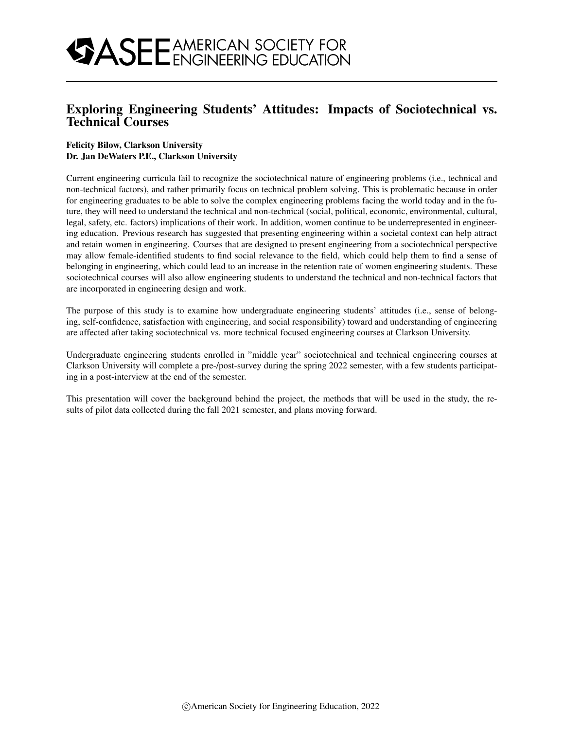# Exploring Engineering Students' Attitudes: Impacts of Sociotechnical vs. Technical Courses

**Felicity Bilow, Clarkson University**
**Dr. Jan DeWaters P.E., Clarkson University**

Current engineering curricula fail to recognize the sociotechnical nature of engineering problems (i.e., technical and non-technical factors), and rather primarily focus on technical problem solving. This is problematic because in order for engineering graduates to be able to solve the complex engineering problems facing the world today and in the future, they will need to understand the technical and non-technical (social, political, economic, environmental, cultural, legal, safety, etc. factors) implications of their work. In addition, women continue to be underrepresented in engineering education. Previous research has suggested that presenting engineering within a societal context can help attract and retain women in engineering. Courses that are designed to present engineering from a sociotechnical perspective may allow female-identified students to find social relevance to the field, which could help them to find a sense of belonging in engineering, which could lead to an increase in the retention rate of women engineering students. These sociotechnical courses will also allow engineering students to understand the technical and non-technical factors that are incorporated in engineering design and work.

The purpose of this study is to examine how undergraduate engineering students' attitudes (i.e., sense of belonging, self-confidence, satisfaction with engineering, and social responsibility) toward and understanding of engineering are affected after taking sociotechnical vs. more technical focused engineering courses at Clarkson University.

Undergraduate engineering students enrolled in "middle year" sociotechnical and technical engineering courses at Clarkson University will complete a pre-/post-survey during the spring 2022 semester, with a few students participating in a post-interview at the end of the semester.

This presentation will cover the background behind the project, the methods that will be used in the study, the results of pilot data collected during the fall 2021 semester, and plans moving forward.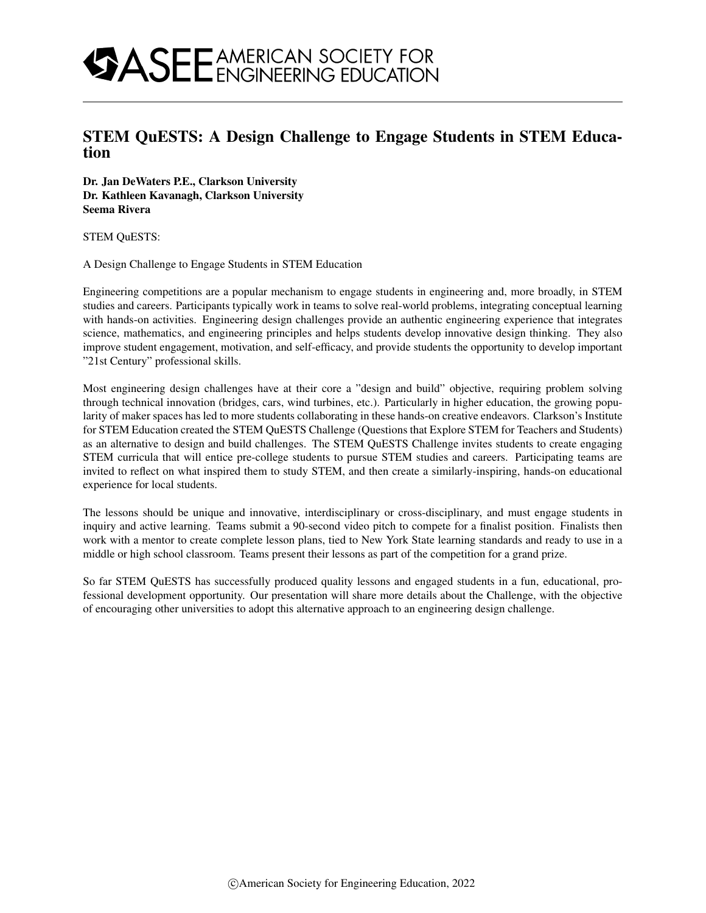# STEM QuESTS: A Design Challenge to Engage Students in STEM Education

**Dr. Jan DeWaters P.E., Clarkson University**
**Dr. Kathleen Kavanagh, Clarkson University**
**Seema Rivera**

STEM QuESTS:

A Design Challenge to Engage Students in STEM Education

Engineering competitions are a popular mechanism to engage students in engineering and, more broadly, in STEM studies and careers. Participants typically work in teams to solve real-world problems, integrating conceptual learning with hands-on activities. Engineering design challenges provide an authentic engineering experience that integrates science, mathematics, and engineering principles and helps students develop innovative design thinking. They also improve student engagement, motivation, and self-efficacy, and provide students the opportunity to develop important "21st Century" professional skills.

Most engineering design challenges have at their core a "design and build" objective, requiring problem solving through technical innovation (bridges, cars, wind turbines, etc.). Particularly in higher education, the growing popularity of maker spaces has led to more students collaborating in these hands-on creative endeavors. Clarkson's Institute for STEM Education created the STEM QuESTS Challenge (Questions that Explore STEM for Teachers and Students) as an alternative to design and build challenges. The STEM QuESTS Challenge invites students to create engaging STEM curricula that will entice pre-college students to pursue STEM studies and careers. Participating teams are invited to reflect on what inspired them to study STEM, and then create a similarly-inspiring, hands-on educational experience for local students.

The lessons should be unique and innovative, interdisciplinary or cross-disciplinary, and must engage students in inquiry and active learning. Teams submit a 90-second video pitch to compete for a finalist position. Finalists then work with a mentor to create complete lesson plans, tied to New York State learning standards and ready to use in a middle or high school classroom. Teams present their lessons as part of the competition for a grand prize.

So far STEM QuESTS has successfully produced quality lessons and engaged students in a fun, educational, professional development opportunity. Our presentation will share more details about the Challenge, with the objective of encouraging other universities to adopt this alternative approach to an engineering design challenge.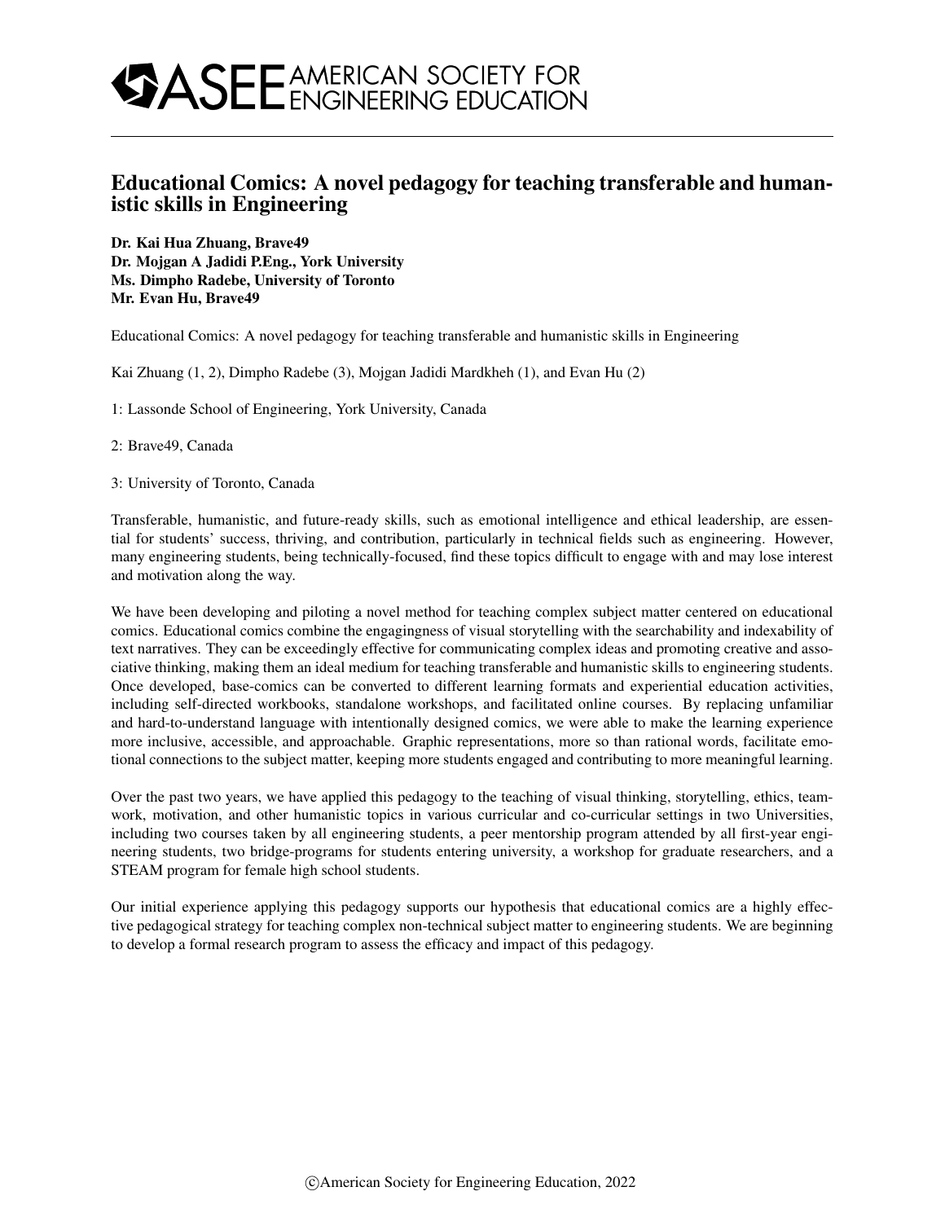# Educational Comics: A novel pedagogy for teaching transferable and humanistic skills in Engineering

**Dr. Kai Hua Zhuang, Brave49**
**Dr. Mojgan A Jadidi P.Eng., York University**
**Ms. Dimpho Radebe, University of Toronto**
**Mr. Evan Hu, Brave49**

Educational Comics: A novel pedagogy for teaching transferable and humanistic skills in Engineering

Kai Zhuang (1, 2), Dimpho Radebe (3), Mojgan Jadidi Mardkheh (1), and Evan Hu (2)

1: Lassonde School of Engineering, York University, Canada

2: Brave49, Canada

3: University of Toronto, Canada

Transferable, humanistic, and future-ready skills, such as emotional intelligence and ethical leadership, are essential for students' success, thriving, and contribution, particularly in technical fields such as engineering. However, many engineering students, being technically-focused, find these topics difficult to engage with and may lose interest and motivation along the way.

We have been developing and piloting a novel method for teaching complex subject matter centered on educational comics. Educational comics combine the engagingness of visual storytelling with the searchability and indexability of text narratives. They can be exceedingly effective for communicating complex ideas and promoting creative and associative thinking, making them an ideal medium for teaching transferable and humanistic skills to engineering students. Once developed, base-comics can be converted to different learning formats and experiential education activities, including self-directed workbooks, standalone workshops, and facilitated online courses. By replacing unfamiliar and hard-to-understand language with intentionally designed comics, we were able to make the learning experience more inclusive, accessible, and approachable. Graphic representations, more so than rational words, facilitate emotional connections to the subject matter, keeping more students engaged and contributing to more meaningful learning.

Over the past two years, we have applied this pedagogy to the teaching of visual thinking, storytelling, ethics, teamwork, motivation, and other humanistic topics in various curricular and co-curricular settings in two Universities, including two courses taken by all engineering students, a peer mentorship program attended by all first-year engineering students, two bridge-programs for students entering university, a workshop for graduate researchers, and a STEAM program for female high school students.

Our initial experience applying this pedagogy supports our hypothesis that educational comics are a highly effective pedagogical strategy for teaching complex non-technical subject matter to engineering students. We are beginning to develop a formal research program to assess the efficacy and impact of this pedagogy.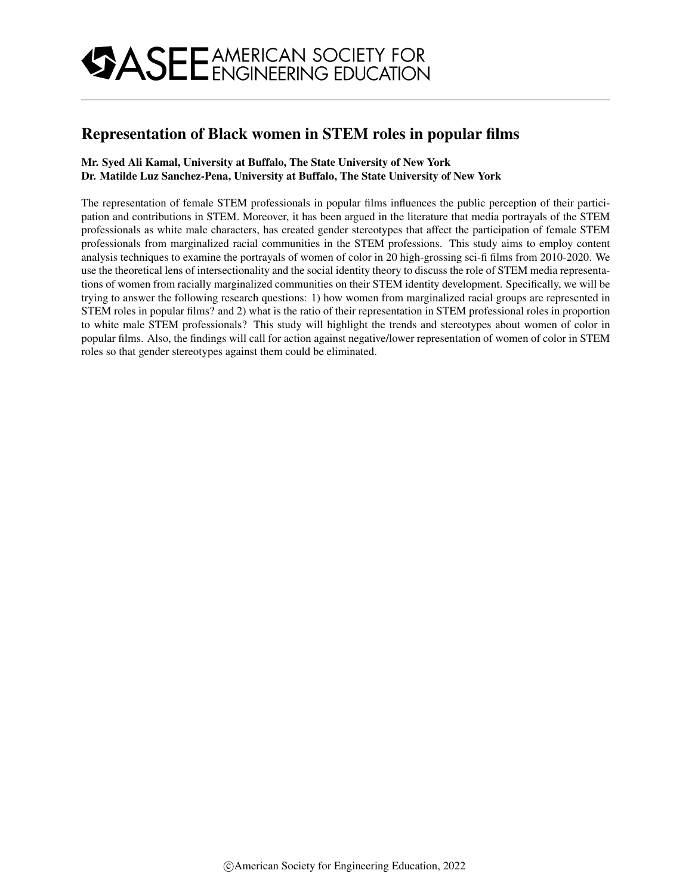# Representation of Black women in STEM roles in popular films

**Mr. Syed Ali Kamal, University at Buffalo, The State University of New York**
**Dr. Matilde Luz Sanchez-Pena, University at Buffalo, The State University of New York**

The representation of female STEM professionals in popular films influences the public perception of their participation and contributions in STEM. Moreover, it has been argued in the literature that media portrayals of the STEM professionals as white male characters, has created gender stereotypes that affect the participation of female STEM professionals from marginalized racial communities in the STEM professions. This study aims to employ content analysis techniques to examine the portrayals of women of color in 20 high-grossing sci-fi films from 2010-2020. We use the theoretical lens of intersectionality and the social identity theory to discuss the role of STEM media representations of women from racially marginalized communities on their STEM identity development. Specifically, we will be trying to answer the following research questions: 1) how women from marginalized racial groups are represented in STEM roles in popular films? and 2) what is the ratio of their representation in STEM professional roles in proportion to white male STEM professionals? This study will highlight the trends and stereotypes about women of color in popular films. Also, the findings will call for action against negative/lower representation of women of color in STEM roles so that gender stereotypes against them could be eliminated.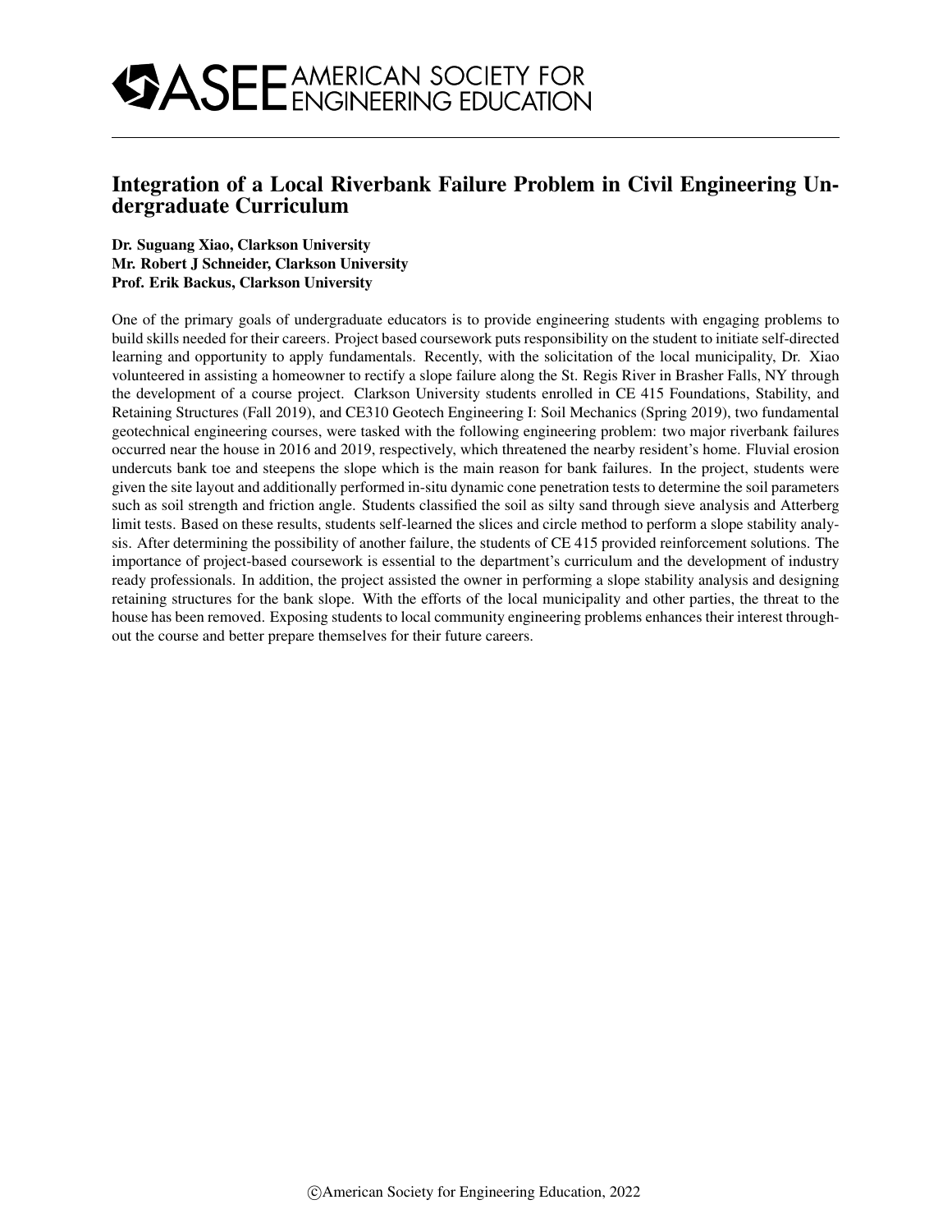# Integration of a Local Riverbank Failure Problem in Civil Engineering Undergraduate Curriculum

**Dr. Suguang Xiao, Clarkson University**
**Mr. Robert J Schneider, Clarkson University**
**Prof. Erik Backus, Clarkson University**

One of the primary goals of undergraduate educators is to provide engineering students with engaging problems to build skills needed for their careers. Project based coursework puts responsibility on the student to initiate self-directed learning and opportunity to apply fundamentals. Recently, with the solicitation of the local municipality, Dr. Xiao volunteered in assisting a homeowner to rectify a slope failure along the St. Regis River in Brasher Falls, NY through the development of a course project. Clarkson University students enrolled in CE 415 Foundations, Stability, and Retaining Structures (Fall 2019), and CE310 Geotech Engineering I: Soil Mechanics (Spring 2019), two fundamental geotechnical engineering courses, were tasked with the following engineering problem: two major riverbank failures occurred near the house in 2016 and 2019, respectively, which threatened the nearby resident's home. Fluvial erosion undercuts bank toe and steepens the slope which is the main reason for bank failures. In the project, students were given the site layout and additionally performed in-situ dynamic cone penetration tests to determine the soil parameters such as soil strength and friction angle. Students classified the soil as silty sand through sieve analysis and Atterberg limit tests. Based on these results, students self-learned the slices and circle method to perform a slope stability analysis. After determining the possibility of another failure, the students of CE 415 provided reinforcement solutions. The importance of project-based coursework is essential to the department's curriculum and the development of industry ready professionals. In addition, the project assisted the owner in performing a slope stability analysis and designing retaining structures for the bank slope. With the efforts of the local municipality and other parties, the threat to the house has been removed. Exposing students to local community engineering problems enhances their interest throughout the course and better prepare themselves for their future careers.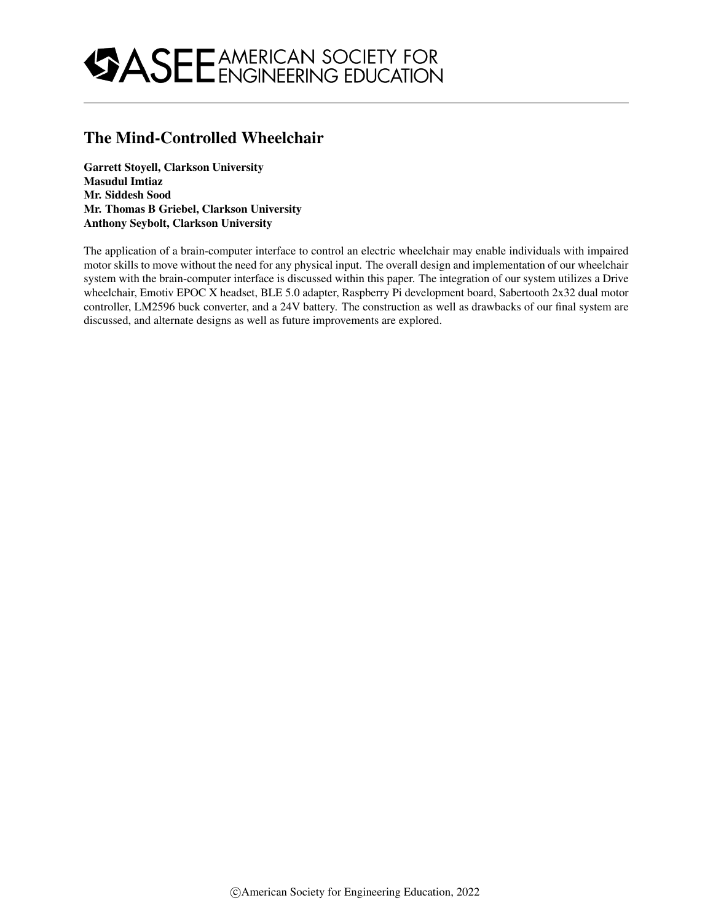# The Mind-Controlled Wheelchair

**Garrett Stoyell, Clarkson University**
**Masudul Imtiaz**
**Mr. Siddesh Sood**
**Mr. Thomas B Griebel, Clarkson University**
**Anthony Seybolt, Clarkson University**

The application of a brain-computer interface to control an electric wheelchair may enable individuals with impaired motor skills to move without the need for any physical input. The overall design and implementation of our wheelchair system with the brain-computer interface is discussed within this paper. The integration of our system utilizes a Drive wheelchair, Emotiv EPOC X headset, BLE 5.0 adapter, Raspberry Pi development board, Sabertooth 2x32 dual motor controller, LM2596 buck converter, and a 24V battery. The construction as well as drawbacks of our final system are discussed, and alternate designs as well as future improvements are explored.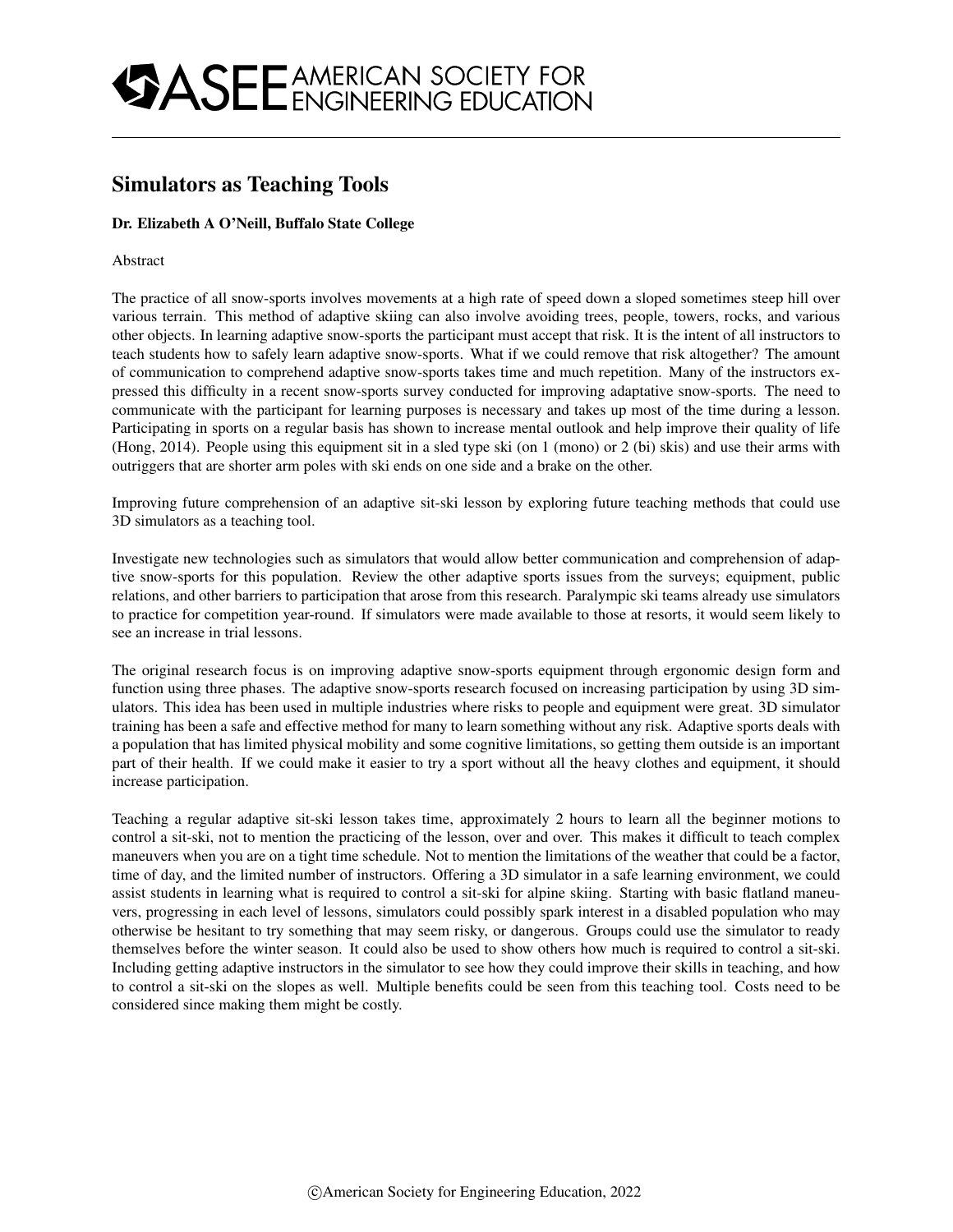# Simulators as Teaching Tools

**Dr. Elizabeth A O'Neill, Buffalo State College**

Abstract

The practice of all snow-sports involves movements at a high rate of speed down a sloped sometimes steep hill over various terrain. This method of adaptive skiing can also involve avoiding trees, people, towers, rocks, and various other objects. In learning adaptive snow-sports the participant must accept that risk. It is the intent of all instructors to teach students how to safely learn adaptive snow-sports. What if we could remove that risk altogether? The amount of communication to comprehend adaptive snow-sports takes time and much repetition. Many of the instructors expressed this difficulty in a recent snow-sports survey conducted for improving adaptative snow-sports. The need to communicate with the participant for learning purposes is necessary and takes up most of the time during a lesson. Participating in sports on a regular basis has shown to increase mental outlook and help improve their quality of life (Hong, 2014). People using this equipment sit in a sled type ski (on 1 (mono) or 2 (bi) skis) and use their arms with outriggers that are shorter arm poles with ski ends on one side and a brake on the other.

Improving future comprehension of an adaptive sit-ski lesson by exploring future teaching methods that could use 3D simulators as a teaching tool.

Investigate new technologies such as simulators that would allow better communication and comprehension of adaptive snow-sports for this population. Review the other adaptive sports issues from the surveys; equipment, public relations, and other barriers to participation that arose from this research. Paralympic ski teams already use simulators to practice for competition year-round. If simulators were made available to those at resorts, it would seem likely to see an increase in trial lessons.

The original research focus is on improving adaptive snow-sports equipment through ergonomic design form and function using three phases. The adaptive snow-sports research focused on increasing participation by using 3D simulators. This idea has been used in multiple industries where risks to people and equipment were great. 3D simulator training has been a safe and effective method for many to learn something without any risk. Adaptive sports deals with a population that has limited physical mobility and some cognitive limitations, so getting them outside is an important part of their health. If we could make it easier to try a sport without all the heavy clothes and equipment, it should increase participation.

Teaching a regular adaptive sit-ski lesson takes time, approximately 2 hours to learn all the beginner motions to control a sit-ski, not to mention the practicing of the lesson, over and over. This makes it difficult to teach complex maneuvers when you are on a tight time schedule. Not to mention the limitations of the weather that could be a factor, time of day, and the limited number of instructors. Offering a 3D simulator in a safe learning environment, we could assist students in learning what is required to control a sit-ski for alpine skiing. Starting with basic flatland maneuvers, progressing in each level of lessons, simulators could possibly spark interest in a disabled population who may otherwise be hesitant to try something that may seem risky, or dangerous. Groups could use the simulator to ready themselves before the winter season. It could also be used to show others how much is required to control a sit-ski. Including getting adaptive instructors in the simulator to see how they could improve their skills in teaching, and how to control a sit-ski on the slopes as well. Multiple benefits could be seen from this teaching tool. Costs need to be considered since making them might be costly.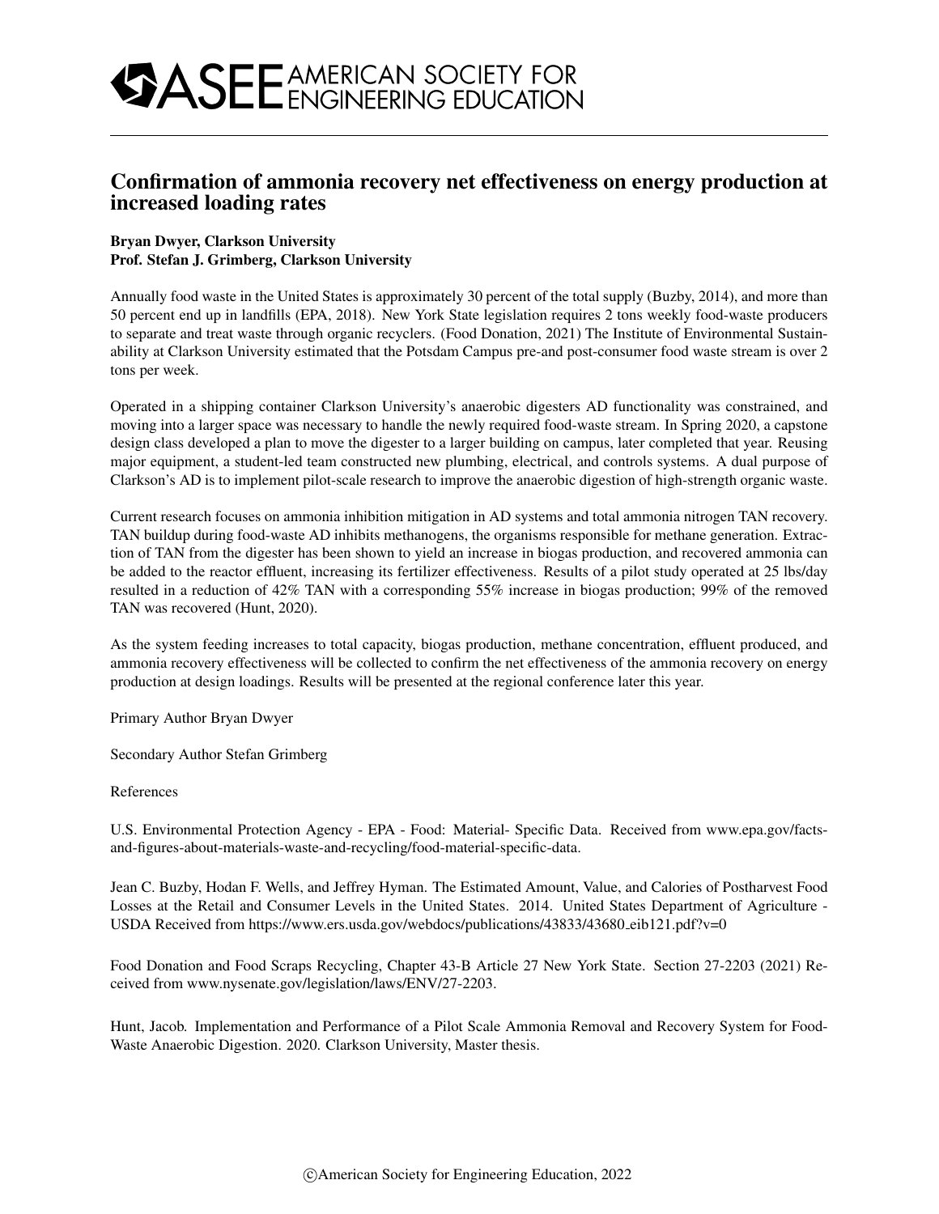# Confirmation of ammonia recovery net effectiveness on energy production at increased loading rates

**Bryan Dwyer, Clarkson University**
**Prof. Stefan J. Grimberg, Clarkson University**

Annually food waste in the United States is approximately 30 percent of the total supply (Buzby, 2014), and more than 50 percent end up in landfills (EPA, 2018). New York State legislation requires 2 tons weekly food-waste producers to separate and treat waste through organic recyclers. (Food Donation, 2021) The Institute of Environmental Sustainability at Clarkson University estimated that the Potsdam Campus pre-and post-consumer food waste stream is over 2 tons per week.

Operated in a shipping container Clarkson University's anaerobic digesters AD functionality was constrained, and moving into a larger space was necessary to handle the newly required food-waste stream. In Spring 2020, a capstone design class developed a plan to move the digester to a larger building on campus, later completed that year. Reusing major equipment, a student-led team constructed new plumbing, electrical, and controls systems. A dual purpose of Clarkson's AD is to implement pilot-scale research to improve the anaerobic digestion of high-strength organic waste.

Current research focuses on ammonia inhibition mitigation in AD systems and total ammonia nitrogen TAN recovery. TAN buildup during food-waste AD inhibits methanogens, the organisms responsible for methane generation. Extraction of TAN from the digester has been shown to yield an increase in biogas production, and recovered ammonia can be added to the reactor effluent, increasing its fertilizer effectiveness. Results of a pilot study operated at 25 lbs/day resulted in a reduction of 42% TAN with a corresponding 55% increase in biogas production; 99% of the removed TAN was recovered (Hunt, 2020).

As the system feeding increases to total capacity, biogas production, methane concentration, effluent produced, and ammonia recovery effectiveness will be collected to confirm the net effectiveness of the ammonia recovery on energy production at design loadings. Results will be presented at the regional conference later this year.

Primary Author Bryan Dwyer

Secondary Author Stefan Grimberg

References

U.S. Environmental Protection Agency - EPA - Food: Material- Specific Data. Received from www.epa.gov/facts-and-figures-about-materials-waste-and-recycling/food-material-specific-data.

Jean C. Buzby, Hodan F. Wells, and Jeffrey Hyman. The Estimated Amount, Value, and Calories of Postharvest Food Losses at the Retail and Consumer Levels in the United States. 2014. United States Department of Agriculture - USDA Received from https://www.ers.usda.gov/webdocs/publications/43833/43680_eib121.pdf?v=0

Food Donation and Food Scraps Recycling, Chapter 43-B Article 27 New York State. Section 27-2203 (2021) Received from www.nysenate.gov/legislation/laws/ENV/27-2203.

Hunt, Jacob. Implementation and Performance of a Pilot Scale Ammonia Removal and Recovery System for Food-Waste Anaerobic Digestion. 2020. Clarkson University, Master thesis.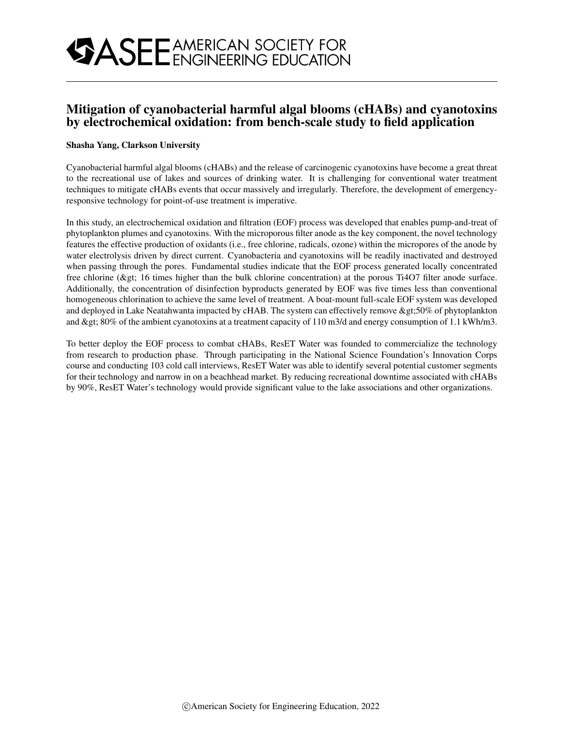# Mitigation of cyanobacterial harmful algal blooms (cHABs) and cyanotoxins by electrochemical oxidation: from bench-scale study to field application

**Shasha Yang, Clarkson University**

Cyanobacterial harmful algal blooms (cHABs) and the release of carcinogenic cyanotoxins have become a great threat to the recreational use of lakes and sources of drinking water. It is challenging for conventional water treatment techniques to mitigate cHABs events that occur massively and irregularly. Therefore, the development of emergency-responsive technology for point-of-use treatment is imperative.

In this study, an electrochemical oxidation and filtration (EOF) process was developed that enables pump-and-treat of phytoplankton plumes and cyanotoxins. With the microporous filter anode as the key component, the novel technology features the effective production of oxidants (i.e., free chlorine, radicals, ozone) within the micropores of the anode by water electrolysis driven by direct current. Cyanobacteria and cyanotoxins will be readily inactivated and destroyed when passing through the pores. Fundamental studies indicate that the EOF process generated locally concentrated free chlorine (&gt; 16 times higher than the bulk chlorine concentration) at the porous $Ti_4O_7$ filter anode surface. Additionally, the concentration of disinfection byproducts generated by EOF was five times less than conventional homogeneous chlorination to achieve the same level of treatment. A boat-mount full-scale EOF system was developed and deployed in Lake Neatahwanta impacted by cHAB. The system can effectively remove &gt;50% of phytoplankton and &gt; 80% of the ambient cyanotoxins at a treatment capacity of 110 $m^3/d$ and energy consumption of 1.1 $kWh/m^3$.

To better deploy the EOF process to combat cHABs, ResET Water was founded to commercialize the technology from research to production phase. Through participating in the National Science Foundation's Innovation Corps course and conducting 103 cold call interviews, ResET Water was able to identify several potential customer segments for their technology and narrow in on a beachhead market. By reducing recreational downtime associated with cHABs by 90%, ResET Water's technology would provide significant value to the lake associations and other organizations.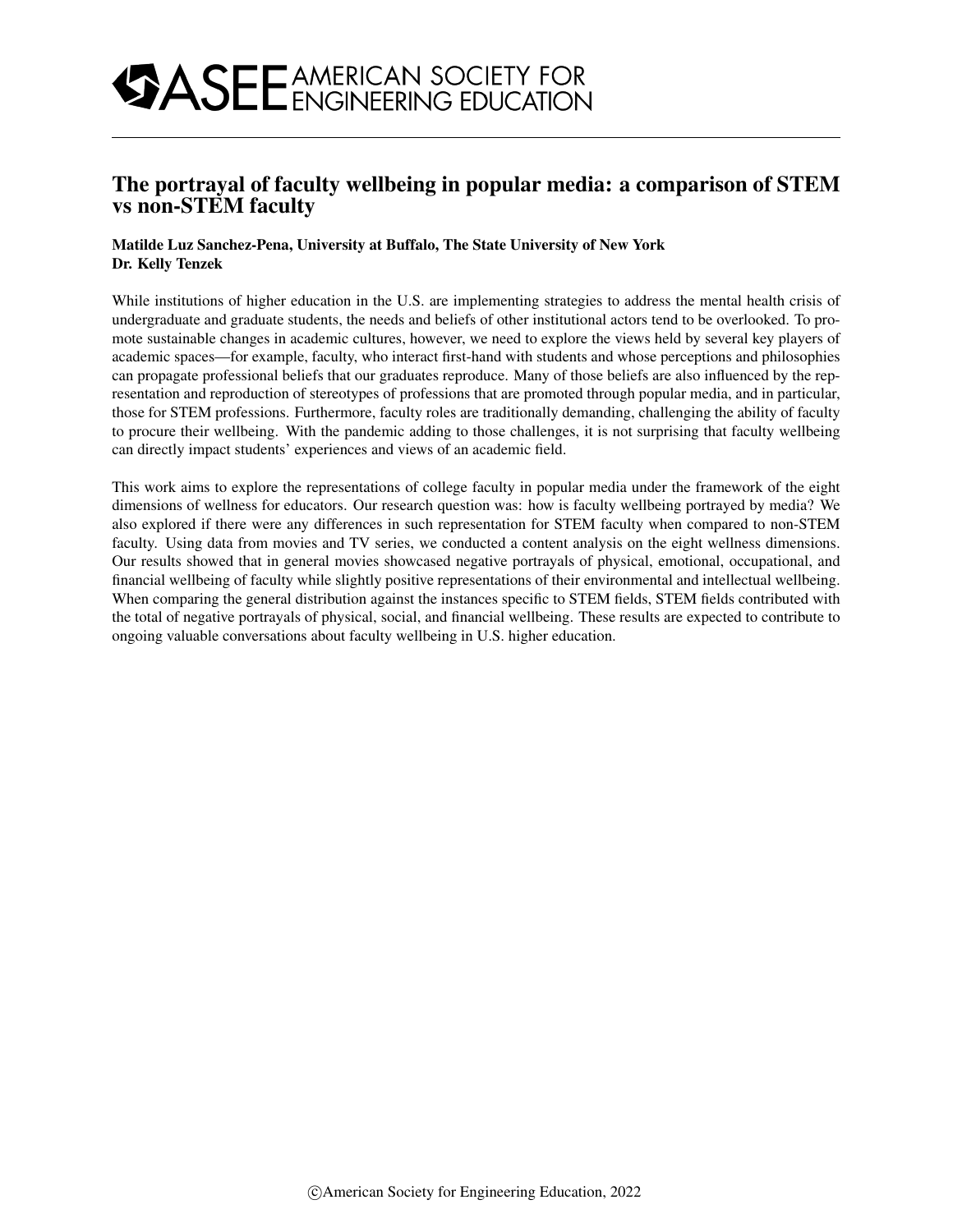# The portrayal of faculty wellbeing in popular media: a comparison of STEM vs non-STEM faculty

**Matilde Luz Sanchez-Pena, University at Buffalo, The State University of New York**
**Dr. Kelly Tenzek**

While institutions of higher education in the U.S. are implementing strategies to address the mental health crisis of undergraduate and graduate students, the needs and beliefs of other institutional actors tend to be overlooked. To promote sustainable changes in academic cultures, however, we need to explore the views held by several key players of academic spaces—for example, faculty, who interact first-hand with students and whose perceptions and philosophies can propagate professional beliefs that our graduates reproduce. Many of those beliefs are also influenced by the representation and reproduction of stereotypes of professions that are promoted through popular media, and in particular, those for STEM professions. Furthermore, faculty roles are traditionally demanding, challenging the ability of faculty to procure their wellbeing. With the pandemic adding to those challenges, it is not surprising that faculty wellbeing can directly impact students' experiences and views of an academic field.

This work aims to explore the representations of college faculty in popular media under the framework of the eight dimensions of wellness for educators. Our research question was: how is faculty wellbeing portrayed by media? We also explored if there were any differences in such representation for STEM faculty when compared to non-STEM faculty. Using data from movies and TV series, we conducted a content analysis on the eight wellness dimensions. Our results showed that in general movies showcased negative portrayals of physical, emotional, occupational, and financial wellbeing of faculty while slightly positive representations of their environmental and intellectual wellbeing. When comparing the general distribution against the instances specific to STEM fields, STEM fields contributed with the total of negative portrayals of physical, social, and financial wellbeing. These results are expected to contribute to ongoing valuable conversations about faculty wellbeing in U.S. higher education.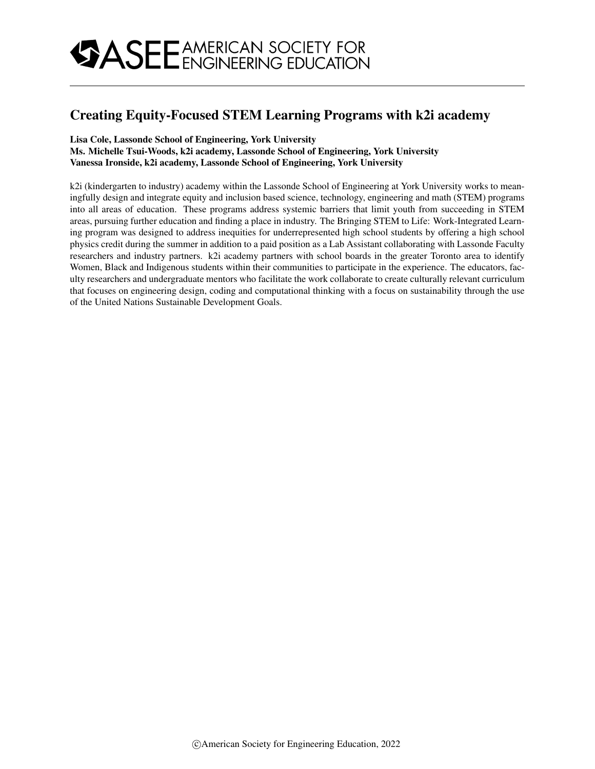# Creating Equity-Focused STEM Learning Programs with k2i academy

**Lisa Cole, Lassonde School of Engineering, York University**
**Ms. Michelle Tsui-Woods, k2i academy, Lassonde School of Engineering, York University**
**Vanessa Ironside, k2i academy, Lassonde School of Engineering, York University**

k2i (kindergarten to industry) academy within the Lassonde School of Engineering at York University works to meaningfully design and integrate equity and inclusion based science, technology, engineering and math (STEM) programs into all areas of education. These programs address systemic barriers that limit youth from succeeding in STEM areas, pursuing further education and finding a place in industry. The Bringing STEM to Life: Work-Integrated Learning program was designed to address inequities for underrepresented high school students by offering a high school physics credit during the summer in addition to a paid position as a Lab Assistant collaborating with Lassonde Faculty researchers and industry partners. k2i academy partners with school boards in the greater Toronto area to identify Women, Black and Indigenous students within their communities to participate in the experience. The educators, faculty researchers and undergraduate mentors who facilitate the work collaborate to create culturally relevant curriculum that focuses on engineering design, coding and computational thinking with a focus on sustainability through the use of the United Nations Sustainable Development Goals.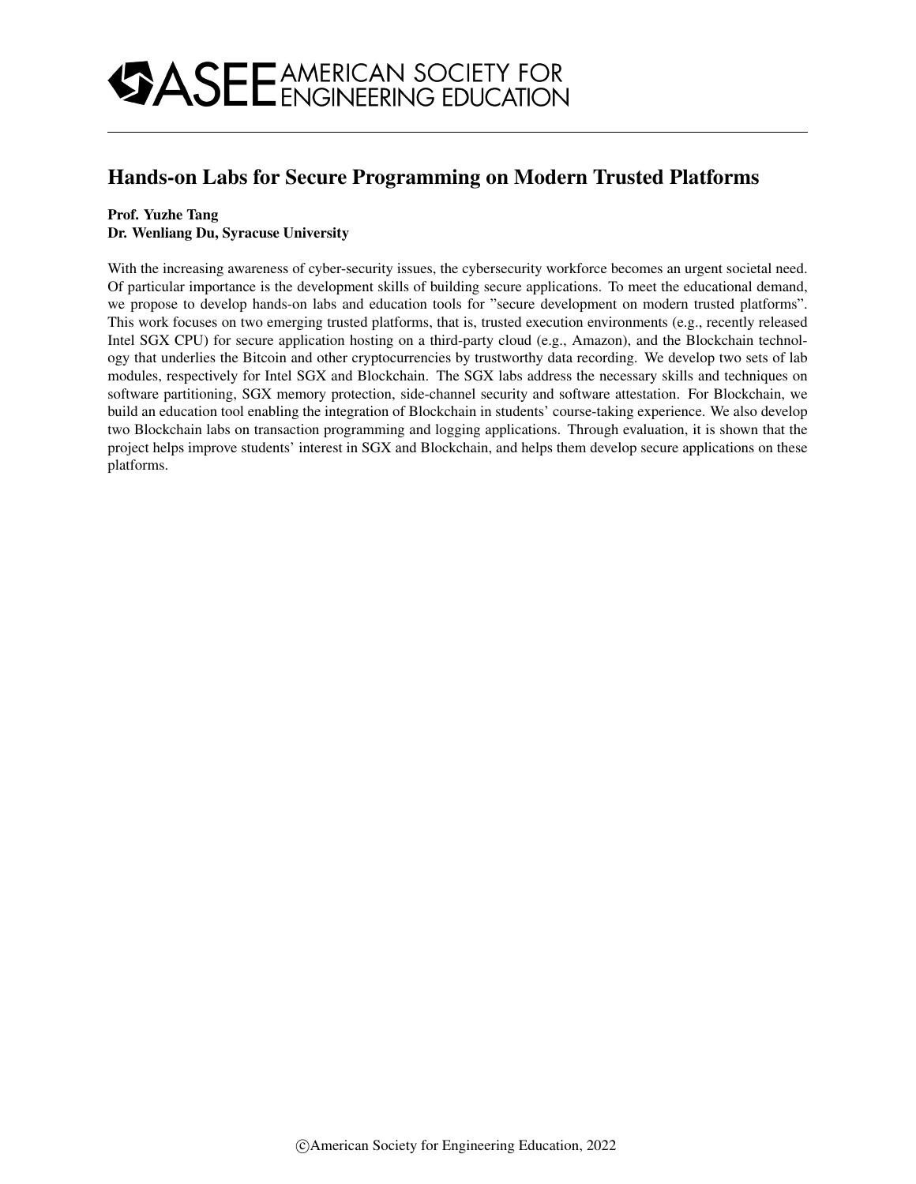ASEE AMERICAN SOCIETY FOR ENGINEERING EDUCATION

# Hands-on Labs for Secure Programming on Modern Trusted Platforms

**Prof. Yuzhe Tang**
**Dr. Wenliang Du, Syracuse University**

With the increasing awareness of cyber-security issues, the cybersecurity workforce becomes an urgent societal need. Of particular importance is the development skills of building secure applications. To meet the educational demand, we propose to develop hands-on labs and education tools for "secure development on modern trusted platforms". This work focuses on two emerging trusted platforms, that is, trusted execution environments (e.g., recently released Intel SGX CPU) for secure application hosting on a third-party cloud (e.g., Amazon), and the Blockchain technology that underlies the Bitcoin and other cryptocurrencies by trustworthy data recording. We develop two sets of lab modules, respectively for Intel SGX and Blockchain. The SGX labs address the necessary skills and techniques on software partitioning, SGX memory protection, side-channel security and software attestation. For Blockchain, we build an education tool enabling the integration of Blockchain in students' course-taking experience. We also develop two Blockchain labs on transaction programming and logging applications. Through evaluation, it is shown that the project helps improve students' interest in SGX and Blockchain, and helps them develop secure applications on these platforms.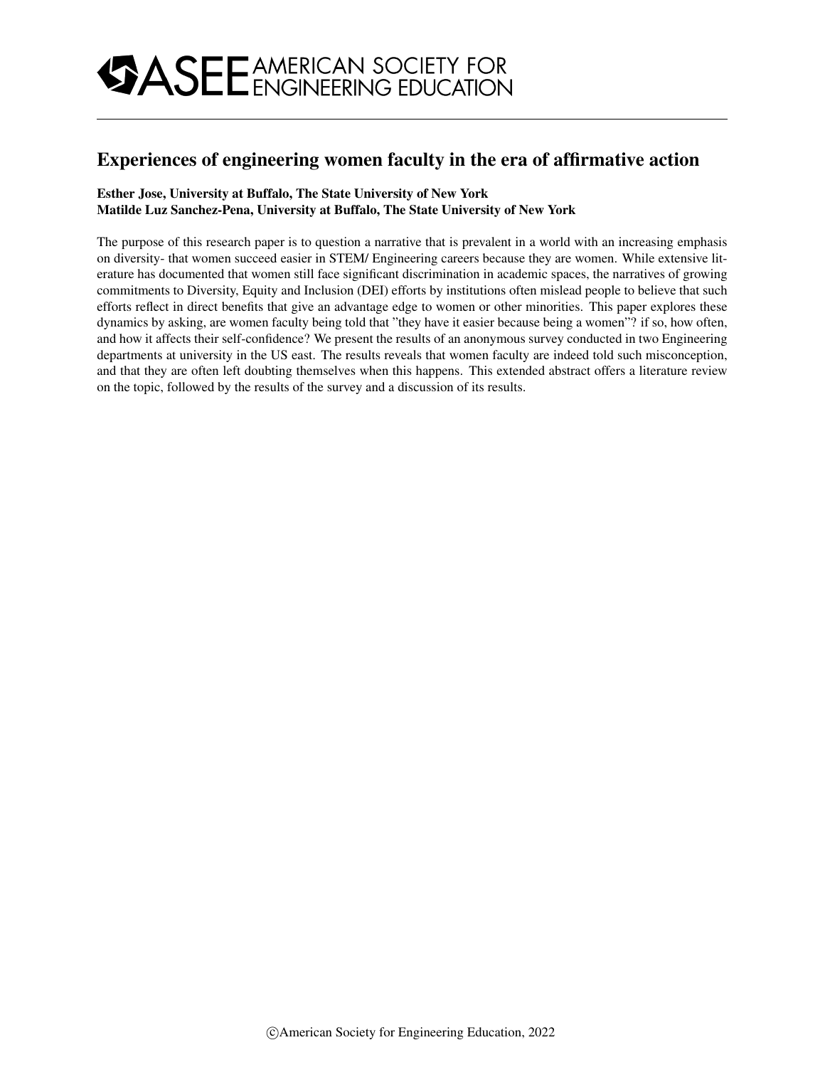# Experiences of engineering women faculty in the era of affirmative action

**Esther Jose, University at Buffalo, The State University of New York**
**Matilde Luz Sanchez-Pena, University at Buffalo, The State University of New York**

The purpose of this research paper is to question a narrative that is prevalent in a world with an increasing emphasis on diversity- that women succeed easier in STEM/ Engineering careers because they are women. While extensive literature has documented that women still face significant discrimination in academic spaces, the narratives of growing commitments to Diversity, Equity and Inclusion (DEI) efforts by institutions often mislead people to believe that such efforts reflect in direct benefits that give an advantage edge to women or other minorities. This paper explores these dynamics by asking, are women faculty being told that "they have it easier because being a women"? if so, how often, and how it affects their self-confidence? We present the results of an anonymous survey conducted in two Engineering departments at university in the US east. The results reveals that women faculty are indeed told such misconception, and that they are often left doubting themselves when this happens. This extended abstract offers a literature review on the topic, followed by the results of the survey and a discussion of its results.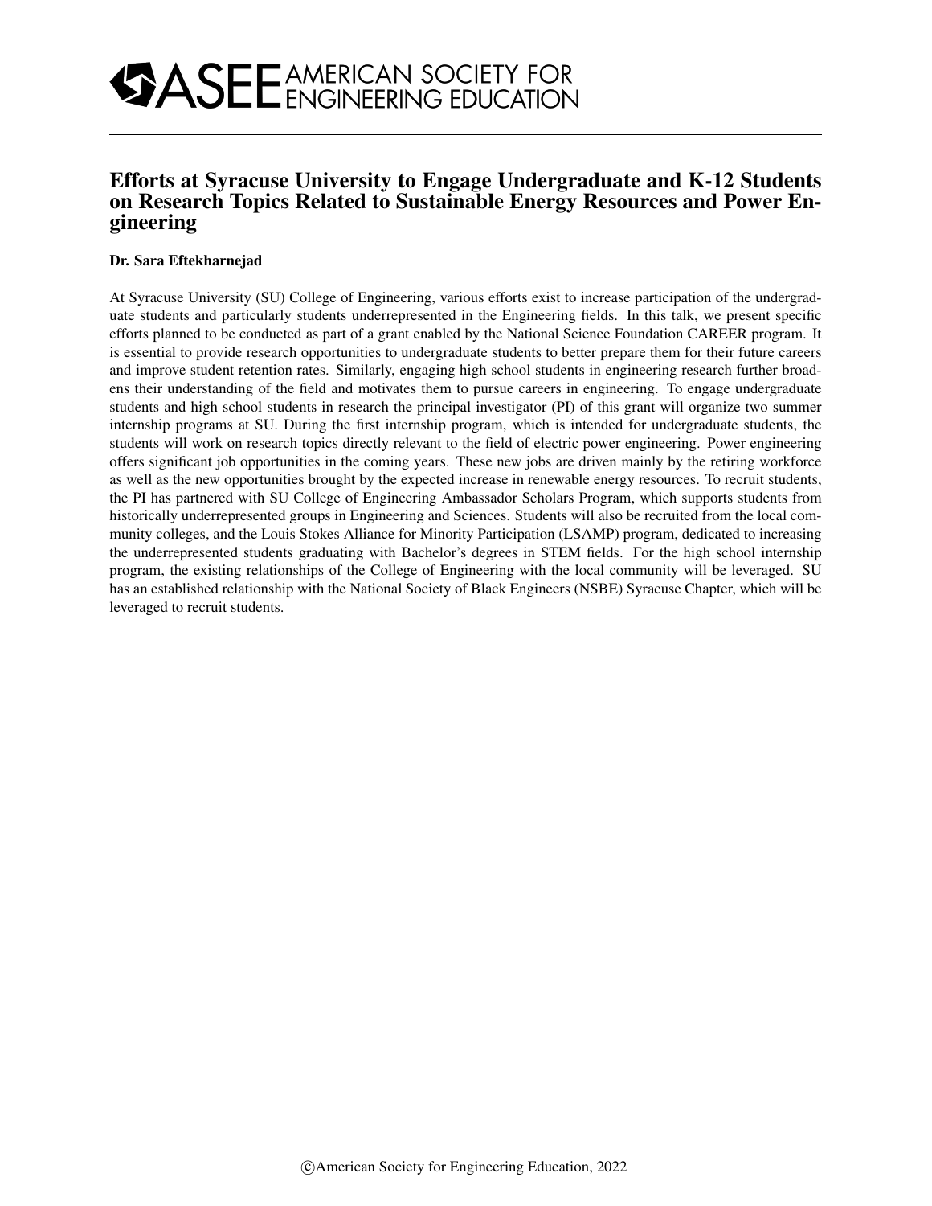# Efforts at Syracuse University to Engage Undergraduate and K-12 Students on Research Topics Related to Sustainable Energy Resources and Power Engineering

**Dr. Sara Eftekharnejad**

At Syracuse University (SU) College of Engineering, various efforts exist to increase participation of the undergraduate students and particularly students underrepresented in the Engineering fields. In this talk, we present specific efforts planned to be conducted as part of a grant enabled by the National Science Foundation CAREER program. It is essential to provide research opportunities to undergraduate students to better prepare them for their future careers and improve student retention rates. Similarly, engaging high school students in engineering research further broadens their understanding of the field and motivates them to pursue careers in engineering. To engage undergraduate students and high school students in research the principal investigator (PI) of this grant will organize two summer internship programs at SU. During the first internship program, which is intended for undergraduate students, the students will work on research topics directly relevant to the field of electric power engineering. Power engineering offers significant job opportunities in the coming years. These new jobs are driven mainly by the retiring workforce as well as the new opportunities brought by the expected increase in renewable energy resources. To recruit students, the PI has partnered with SU College of Engineering Ambassador Scholars Program, which supports students from historically underrepresented groups in Engineering and Sciences. Students will also be recruited from the local community colleges, and the Louis Stokes Alliance for Minority Participation (LSAMP) program, dedicated to increasing the underrepresented students graduating with Bachelor's degrees in STEM fields. For the high school internship program, the existing relationships of the College of Engineering with the local community will be leveraged. SU has an established relationship with the National Society of Black Engineers (NSBE) Syracuse Chapter, which will be leveraged to recruit students.